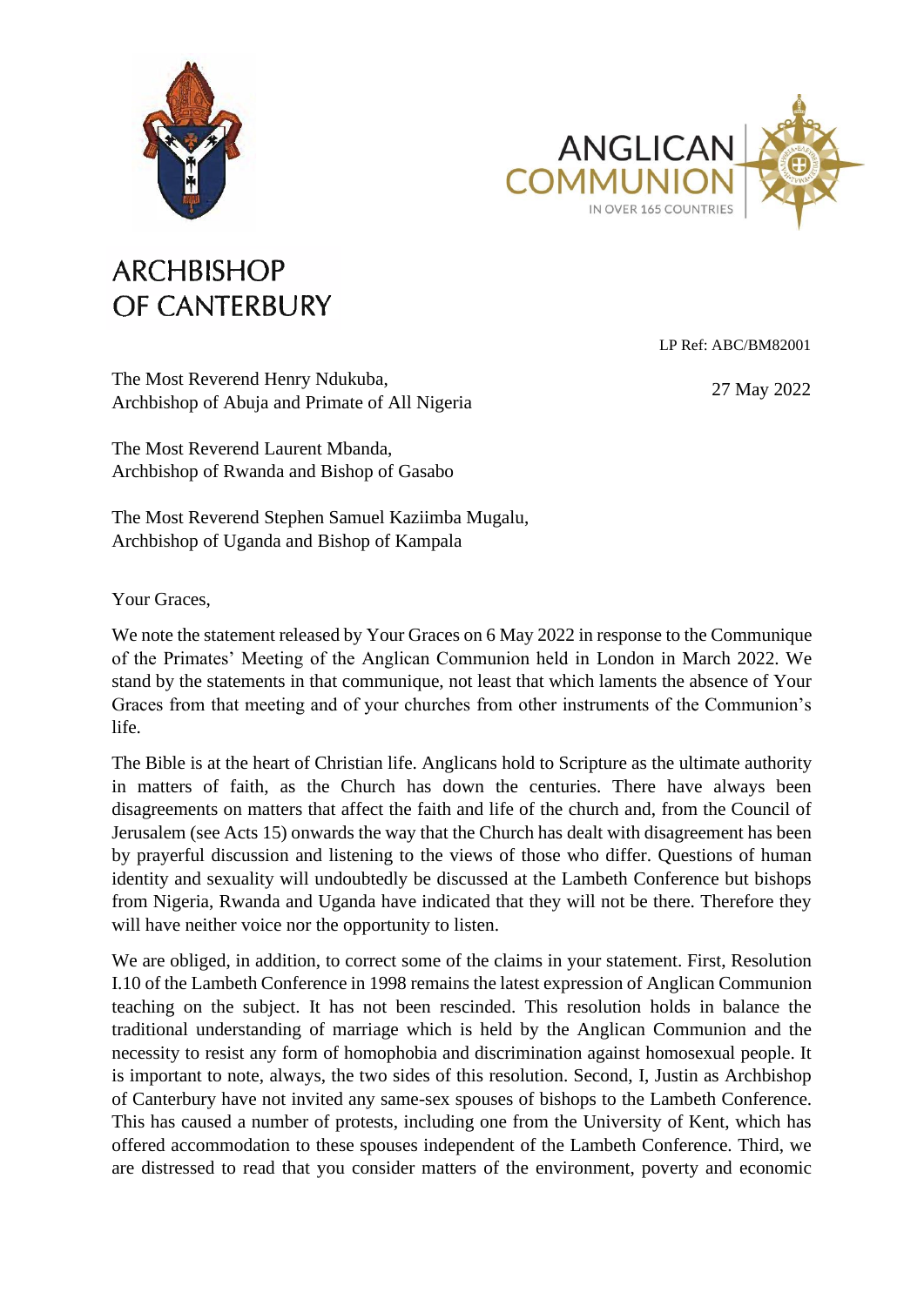ARCHBISHOP OF CANTERBURY

ANGLICAN COMMUNION
IN OVER 165 COUNTRIES

LP Ref: ABC/BM82001

27 May 2022

The Most Reverend Henry Ndukuba,
Archbishop of Abuja and Primate of All Nigeria

The Most Reverend Laurent Mbanda,
Archbishop of Rwanda and Bishop of Gasabo

The Most Reverend Stephen Samuel Kaziimba Mugalu,
Archbishop of Uganda and Bishop of Kampala

Your Graces,

We note the statement released by Your Graces on 6 May 2022 in response to the Communique of the Primates' Meeting of the Anglican Communion held in London in March 2022. We stand by the statements in that communique, not least that which laments the absence of Your Graces from that meeting and of your churches from other instruments of the Communion's life.

The Bible is at the heart of Christian life. Anglicans hold to Scripture as the ultimate authority in matters of faith, as the Church has down the centuries. There have always been disagreements on matters that affect the faith and life of the church and, from the Council of Jerusalem (see Acts 15) onwards the way that the Church has dealt with disagreement has been by prayerful discussion and listening to the views of those who differ. Questions of human identity and sexuality will undoubtedly be discussed at the Lambeth Conference but bishops from Nigeria, Rwanda and Uganda have indicated that they will not be there. Therefore they will have neither voice nor the opportunity to listen.

We are obliged, in addition, to correct some of the claims in your statement. First, Resolution I.10 of the Lambeth Conference in 1998 remains the latest expression of Anglican Communion teaching on the subject. It has not been rescinded. This resolution holds in balance the traditional understanding of marriage which is held by the Anglican Communion and the necessity to resist any form of homophobia and discrimination against homosexual people. It is important to note, always, the two sides of this resolution. Second, I, Justin as Archbishop of Canterbury have not invited any same-sex spouses of bishops to the Lambeth Conference. This has caused a number of protests, including one from the University of Kent, which has offered accommodation to these spouses independent of the Lambeth Conference. Third, we are distressed to read that you consider matters of the environment, poverty and economic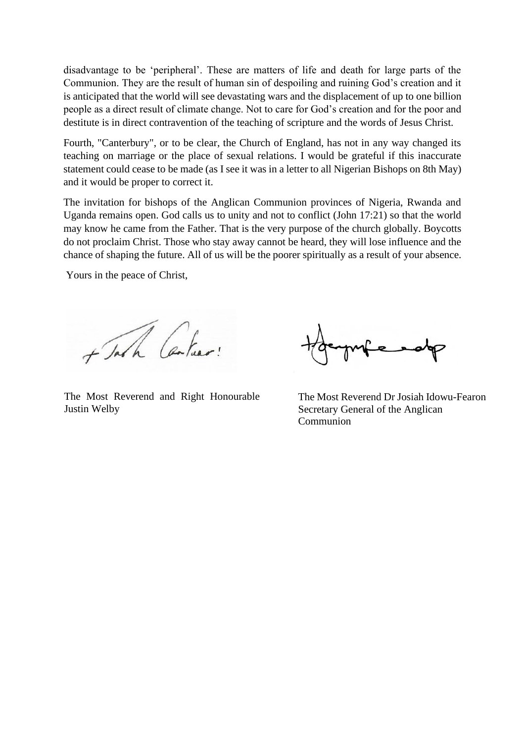disadvantage to be 'peripheral'. These are matters of life and death for large parts of the Communion. They are the result of human sin of despoiling and ruining God's creation and it is anticipated that the world will see devastating wars and the displacement of up to one billion people as a direct result of climate change. Not to care for God's creation and for the poor and destitute is in direct contravention of the teaching of scripture and the words of Jesus Christ.

Fourth, "Canterbury", or to be clear, the Church of England, has not in any way changed its teaching on marriage or the place of sexual relations. I would be grateful if this inaccurate statement could cease to be made (as I see it was in a letter to all Nigerian Bishops on 8th May) and it would be proper to correct it.

The invitation for bishops of the Anglican Communion provinces of Nigeria, Rwanda and Uganda remains open. God calls us to unity and not to conflict (John 17:21) so that the world may know he came from the Father. That is the very purpose of the church globally. Boycotts do not proclaim Christ. Those who stay away cannot be heard, they will lose influence and the chance of shaping the future. All of us will be the poorer spiritually as a result of your absence.

Yours in the peace of Christ,

+Justin Cantuar!

The Most Reverend and Right Honourable Justin Welby

The Most Reverend Dr Josiah Idowu-Fearon
Secretary General of the Anglican Communion